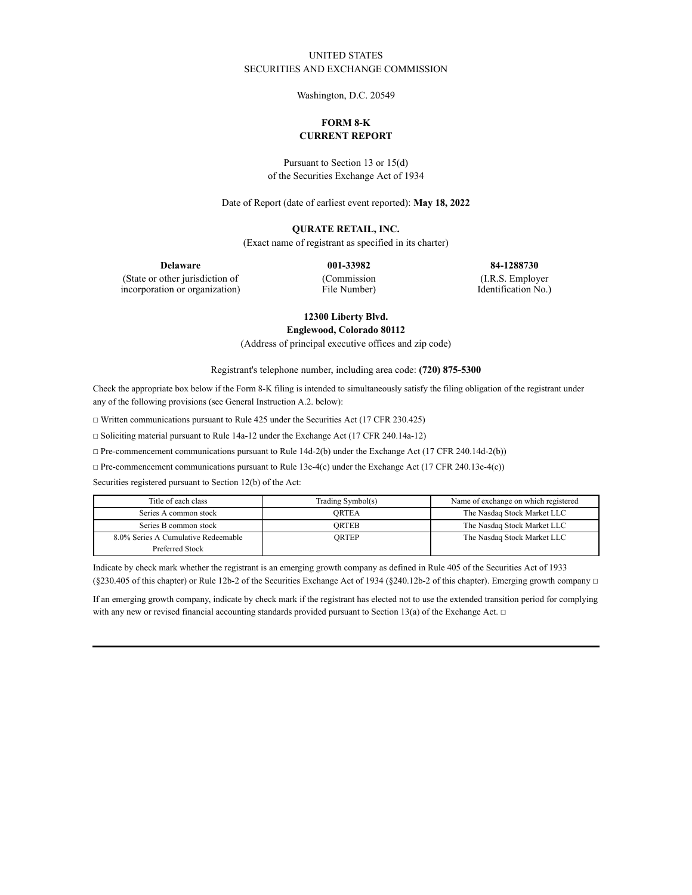UNITED STATES
SECURITIES AND EXCHANGE COMMISSION

Washington, D.C. 20549

**FORM 8-K**
**CURRENT REPORT**

Pursuant to Section 13 or 15(d)
of the Securities Exchange Act of 1934

Date of Report (date of earliest event reported): **May 18, 2022**

**QURATE RETAIL, INC.**
(Exact name of registrant as specified in its charter)

| **Delaware** | **001-33982** | **84-1288730** |
|---|---|---|
| (State or other jurisdiction of incorporation or organization) | (Commission File Number) | (I.R.S. Employer Identification No.) |

**12300 Liberty Blvd.**
**Englewood, Colorado 80112**
(Address of principal executive offices and zip code)

Registrant's telephone number, including area code: **(720) 875-5300**

Check the appropriate box below if the Form 8-K filing is intended to simultaneously satisfy the filing obligation of the registrant under any of the following provisions (see General Instruction A.2. below):

□ Written communications pursuant to Rule 425 under the Securities Act (17 CFR 230.425)

□ Soliciting material pursuant to Rule 14a-12 under the Exchange Act (17 CFR 240.14a-12)

□ Pre-commencement communications pursuant to Rule 14d-2(b) under the Exchange Act (17 CFR 240.14d-2(b))

□ Pre-commencement communications pursuant to Rule 13e-4(c) under the Exchange Act (17 CFR 240.13e-4(c))

Securities registered pursuant to Section 12(b) of the Act:

| Title of each class | Trading Symbol(s) | Name of exchange on which registered |
|---|---|---|
| Series A common stock | QRTEA | The Nasdaq Stock Market LLC |
| Series B common stock | QRTEB | The Nasdaq Stock Market LLC |
| 8.0% Series A Cumulative Redeemable Preferred Stock | QRTEP | The Nasdaq Stock Market LLC |

Indicate by check mark whether the registrant is an emerging growth company as defined in Rule 405 of the Securities Act of 1933 (§230.405 of this chapter) or Rule 12b-2 of the Securities Exchange Act of 1934 (§240.12b-2 of this chapter). Emerging growth company □

If an emerging growth company, indicate by check mark if the registrant has elected not to use the extended transition period for complying with any new or revised financial accounting standards provided pursuant to Section 13(a) of the Exchange Act. □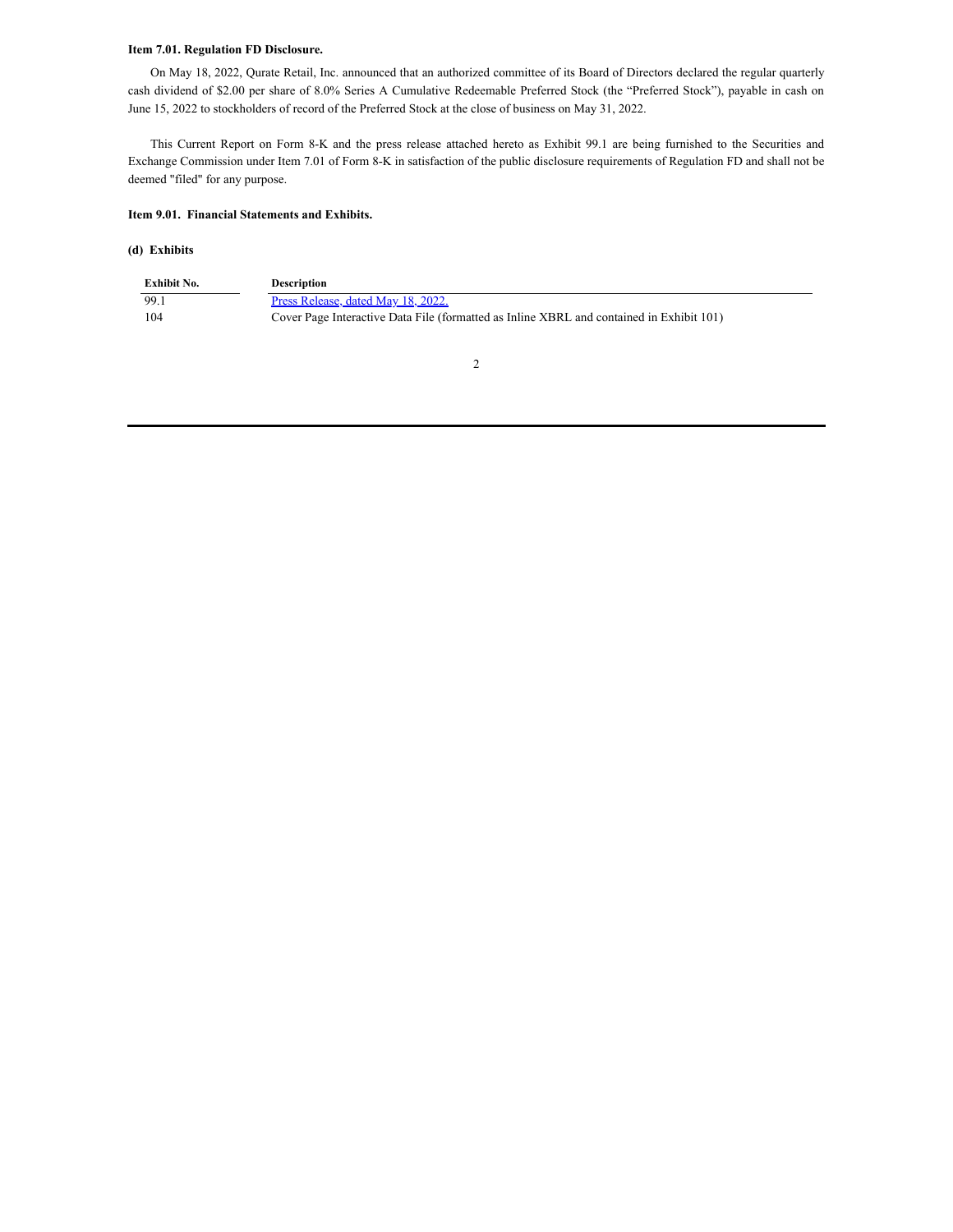**Item 7.01. Regulation FD Disclosure.**

On May 18, 2022, Qurate Retail, Inc. announced that an authorized committee of its Board of Directors declared the regular quarterly cash dividend of $2.00 per share of 8.0% Series A Cumulative Redeemable Preferred Stock (the "Preferred Stock"), payable in cash on June 15, 2022 to stockholders of record of the Preferred Stock at the close of business on May 31, 2022.

This Current Report on Form 8-K and the press release attached hereto as Exhibit 99.1 are being furnished to the Securities and Exchange Commission under Item 7.01 of Form 8-K in satisfaction of the public disclosure requirements of Regulation FD and shall not be deemed "filed" for any purpose.

**Item 9.01. Financial Statements and Exhibits.**

**(d) Exhibits**

| Exhibit No. | Description |
|---|---|
| 99.1 | Press Release, dated May 18, 2022. |
| 104 | Cover Page Interactive Data File (formatted as Inline XBRL and contained in Exhibit 101) |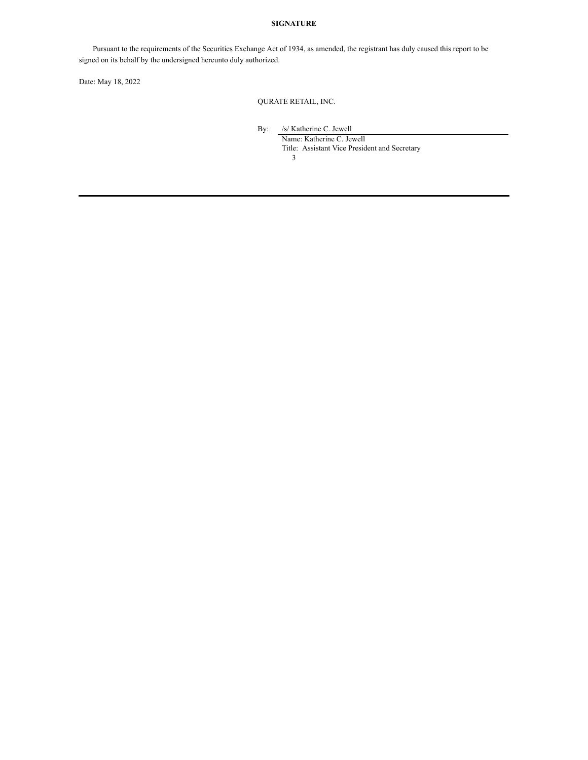**SIGNATURE**

Pursuant to the requirements of the Securities Exchange Act of 1934, as amended, the registrant has duly caused this report to be signed on its behalf by the undersigned hereunto duly authorized.

Date: May 18, 2022

QURATE RETAIL, INC.

By: /s/ Katherine C. Jewell

Name: Katherine C. Jewell

Title: Assistant Vice President and Secretary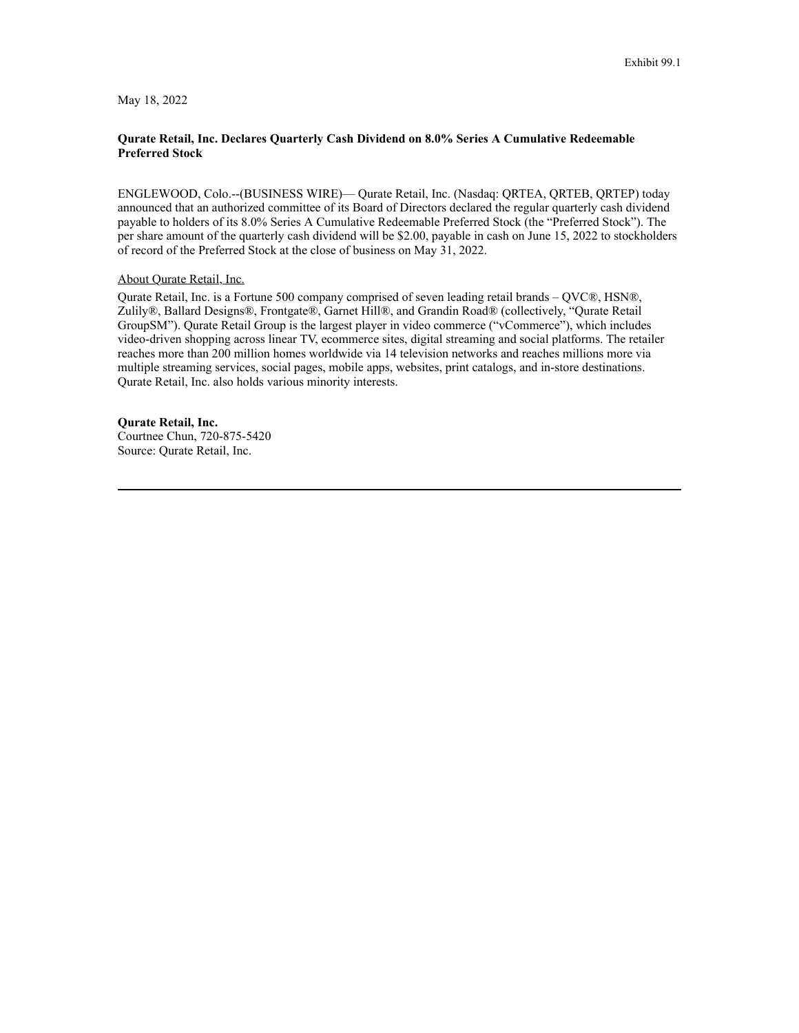Exhibit 99.1

May 18, 2022

**Qurate Retail, Inc. Declares Quarterly Cash Dividend on 8.0% Series A Cumulative Redeemable Preferred Stock**

ENGLEWOOD, Colo.--(BUSINESS WIRE)— Qurate Retail, Inc. (Nasdaq: QRTEA, QRTEB, QRTEP) today announced that an authorized committee of its Board of Directors declared the regular quarterly cash dividend payable to holders of its 8.0% Series A Cumulative Redeemable Preferred Stock (the "Preferred Stock"). The per share amount of the quarterly cash dividend will be $2.00, payable in cash on June 15, 2022 to stockholders of record of the Preferred Stock at the close of business on May 31, 2022.

About Qurate Retail, Inc.

Qurate Retail, Inc. is a Fortune 500 company comprised of seven leading retail brands – QVC®, HSN®, Zulily®, Ballard Designs®, Frontgate®, Garnet Hill®, and Grandin Road® (collectively, "Qurate Retail GroupSM"). Qurate Retail Group is the largest player in video commerce ("vCommerce"), which includes video-driven shopping across linear TV, ecommerce sites, digital streaming and social platforms. The retailer reaches more than 200 million homes worldwide via 14 television networks and reaches millions more via multiple streaming services, social pages, mobile apps, websites, print catalogs, and in-store destinations. Qurate Retail, Inc. also holds various minority interests.

**Qurate Retail, Inc.**
Courtnee Chun, 720-875-5420
Source: Qurate Retail, Inc.